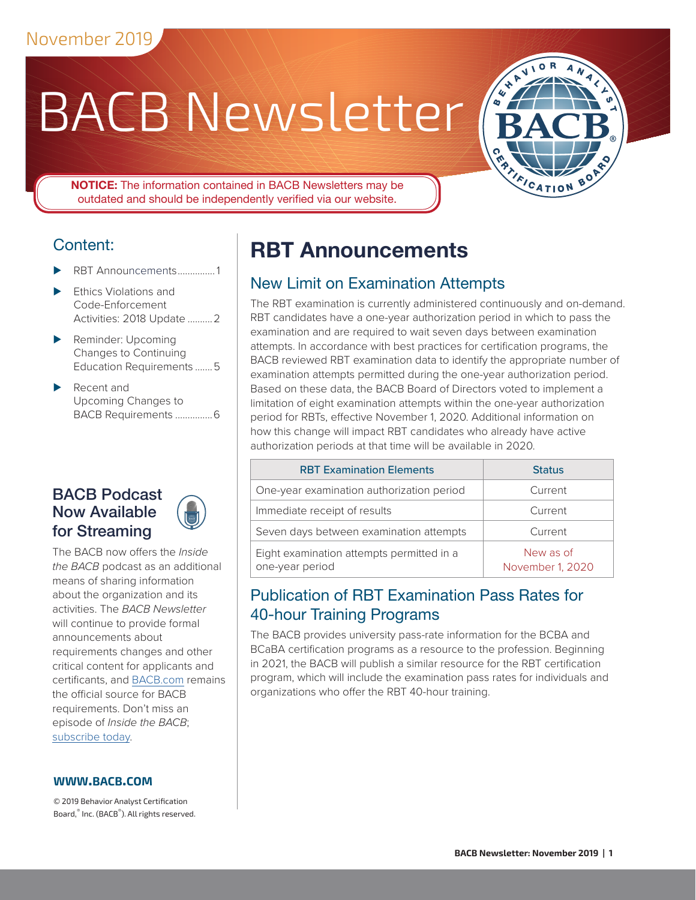November 2019

# BACB Newsletter

**NOTICE:** The information contained in BACB Newsletters may be outdated and should be independently verified via our website.

## Content:

- RBT Announcements ............... 1
- Ethics Violations and Code-Enforcement Activities: 2018 Update .......... 2
- Reminder: Upcoming Changes to Continuing Education Requirements ....... 5
- Recent and Upcoming Changes to BACB Requirements ............... 6

## BACB Podcast Now Available for Streaming

The BACB now offers the *Inside the BACB* podcast as an additional means of sharing information about the organization and its activities. The *BACB Newsletter* will continue to provide formal announcements about requirements changes and other critical content for applicants and certificants, and BACB.com remains the official source for BACB requirements. Don't miss an episode of *Inside the BACB*; subscribe today.

**WWW.BACB.COM**

© 2019 Behavior Analyst Certification Board,® Inc. (BACB®). All rights reserved.

# RBT Announcements

## New Limit on Examination Attempts

The RBT examination is currently administered continuously and on-demand. RBT candidates have a one-year authorization period in which to pass the examination and are required to wait seven days between examination attempts. In accordance with best practices for certification programs, the BACB reviewed RBT examination data to identify the appropriate number of examination attempts permitted during the one-year authorization period. Based on these data, the BACB Board of Directors voted to implement a limitation of eight examination attempts within the one-year authorization period for RBTs, effective November 1, 2020. Additional information on how this change will impact RBT candidates who already have active authorization periods at that time will be available in 2020.

| RBT Examination Elements | Status |
|---|---|
| One-year examination authorization period | Current |
| Immediate receipt of results | Current |
| Seven days between examination attempts | Current |
| Eight examination attempts permitted in a one-year period | New as of November 1, 2020 |

## Publication of RBT Examination Pass Rates for 40-hour Training Programs

The BACB provides university pass-rate information for the BCBA and BCaBA certification programs as a resource to the profession. Beginning in 2021, the BACB will publish a similar resource for the RBT certification program, which will include the examination pass rates for individuals and organizations who offer the RBT 40-hour training.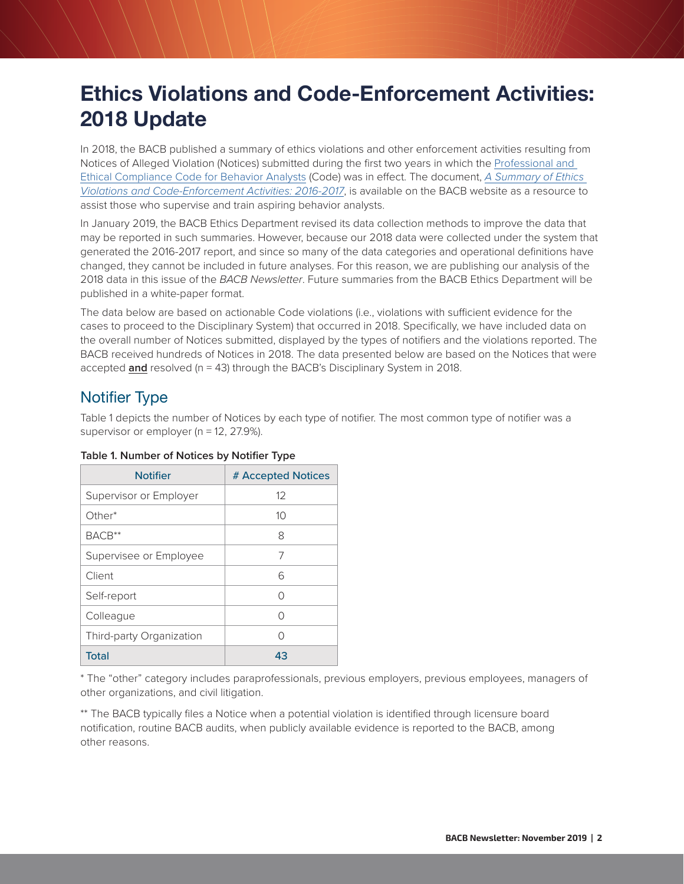# Ethics Violations and Code-Enforcement Activities: 2018 Update

In 2018, the BACB published a summary of ethics violations and other enforcement activities resulting from Notices of Alleged Violation (Notices) submitted during the first two years in which the Professional and Ethical Compliance Code for Behavior Analysts (Code) was in effect. The document, *A Summary of Ethics Violations and Code-Enforcement Activities: 2016-2017*, is available on the BACB website as a resource to assist those who supervise and train aspiring behavior analysts.

In January 2019, the BACB Ethics Department revised its data collection methods to improve the data that may be reported in such summaries. However, because our 2018 data were collected under the system that generated the 2016-2017 report, and since so many of the data categories and operational definitions have changed, they cannot be included in future analyses. For this reason, we are publishing our analysis of the 2018 data in this issue of the *BACB Newsletter*. Future summaries from the BACB Ethics Department will be published in a white-paper format.

The data below are based on actionable Code violations (i.e., violations with sufficient evidence for the cases to proceed to the Disciplinary System) that occurred in 2018. Specifically, we have included data on the overall number of Notices submitted, displayed by the types of notifiers and the violations reported. The BACB received hundreds of Notices in 2018. The data presented below are based on the Notices that were accepted **and** resolved (n = 43) through the BACB's Disciplinary System in 2018.

## Notifier Type

Table 1 depicts the number of Notices by each type of notifier. The most common type of notifier was a supervisor or employer (n = 12, 27.9%).

**Table 1. Number of Notices by Notifier Type**

| Notifier | # Accepted Notices |
|---|---|
| Supervisor or Employer | 12 |
| Other* | 10 |
| BACB** | 8 |
| Supervisee or Employee | 7 |
| Client | 6 |
| Self-report | 0 |
| Colleague | 0 |
| Third-party Organization | 0 |
| **Total** | **43** |

* The "other" category includes paraprofessionals, previous employers, previous employees, managers of other organizations, and civil litigation.

** The BACB typically files a Notice when a potential violation is identified through licensure board notification, routine BACB audits, when publicly available evidence is reported to the BACB, among other reasons.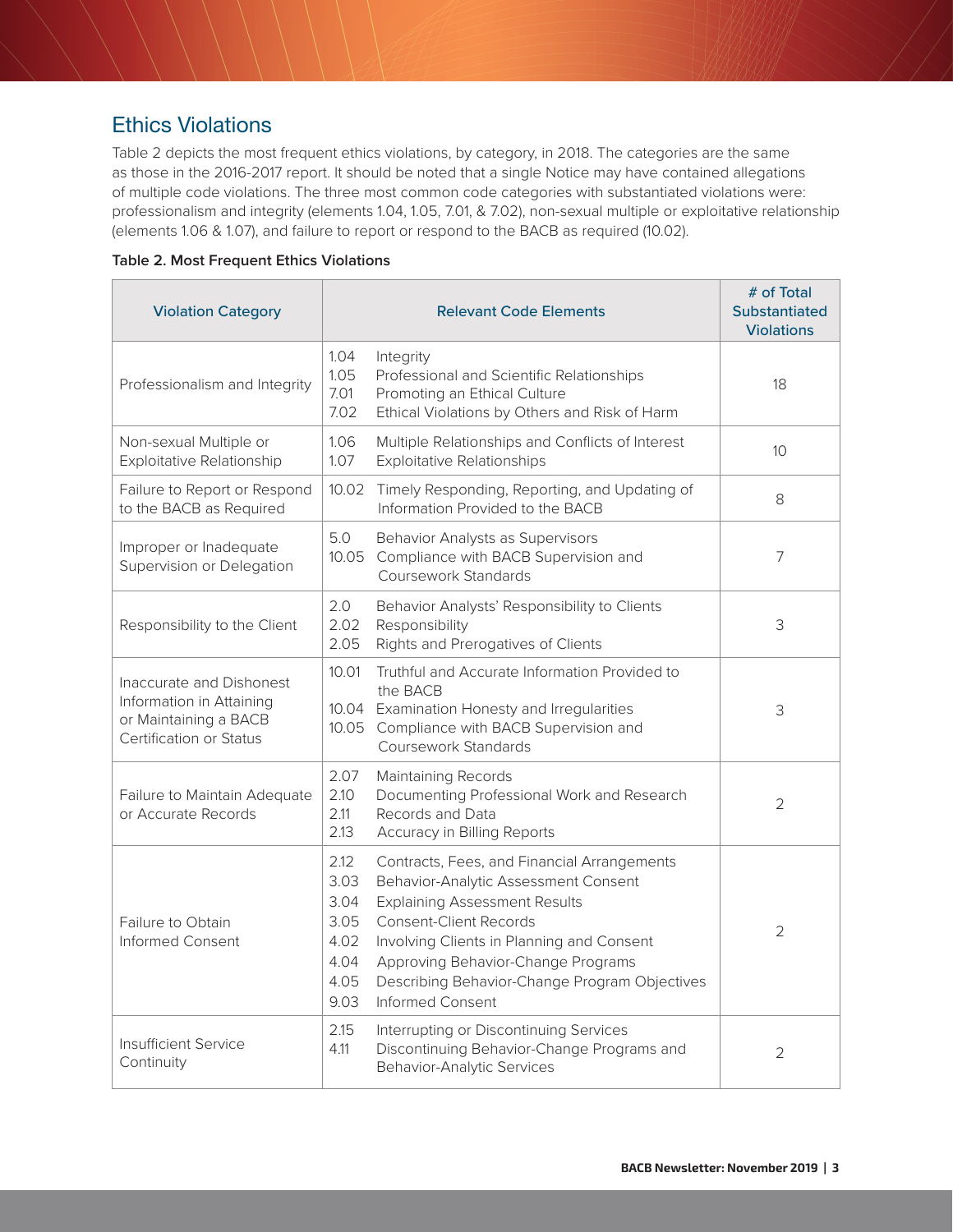## Ethics Violations

Table 2 depicts the most frequent ethics violations, by category, in 2018. The categories are the same as those in the 2016-2017 report. It should be noted that a single Notice may have contained allegations of multiple code violations. The three most common code categories with substantiated violations were: professionalism and integrity (elements 1.04, 1.05, 7.01, & 7.02), non-sexual multiple or exploitative relationship (elements 1.06 & 1.07), and failure to report or respond to the BACB as required (10.02).

**Table 2. Most Frequent Ethics Violations**

| Violation Category | Relevant Code Elements | # of Total Substantiated Violations |
|---|---|---|
| Professionalism and Integrity | 1.04 Integrity<br>1.05 Professional and Scientific Relationships<br>7.01 Promoting an Ethical Culture<br>7.02 Ethical Violations by Others and Risk of Harm | 18 |
| Non-sexual Multiple or Exploitative Relationship | 1.06 Multiple Relationships and Conflicts of Interest<br>1.07 Exploitative Relationships | 10 |
| Failure to Report or Respond to the BACB as Required | 10.02 Timely Responding, Reporting, and Updating of Information Provided to the BACB | 8 |
| Improper or Inadequate Supervision or Delegation | 5.0 Behavior Analysts as Supervisors<br>10.05 Compliance with BACB Supervision and Coursework Standards | 7 |
| Responsibility to the Client | 2.0 Behavior Analysts' Responsibility to Clients<br>2.02 Responsibility<br>2.05 Rights and Prerogatives of Clients | 3 |
| Inaccurate and Dishonest Information in Attaining or Maintaining a BACB Certification or Status | 10.01 Truthful and Accurate Information Provided to the BACB<br>10.04 Examination Honesty and Irregularities<br>10.05 Compliance with BACB Supervision and Coursework Standards | 3 |
| Failure to Maintain Adequate or Accurate Records | 2.07 Maintaining Records<br>2.10 Documenting Professional Work and Research<br>2.11 Records and Data<br>2.13 Accuracy in Billing Reports | 2 |
| Failure to Obtain Informed Consent | 2.12 Contracts, Fees, and Financial Arrangements<br>3.03 Behavior-Analytic Assessment Consent<br>3.04 Explaining Assessment Results<br>3.05 Consent-Client Records<br>4.02 Involving Clients in Planning and Consent<br>4.04 Approving Behavior-Change Programs<br>4.05 Describing Behavior-Change Program Objectives<br>9.03 Informed Consent | 2 |
| Insufficient Service Continuity | 2.15 Interrupting or Discontinuing Services<br>4.11 Discontinuing Behavior-Change Programs and Behavior-Analytic Services | 2 |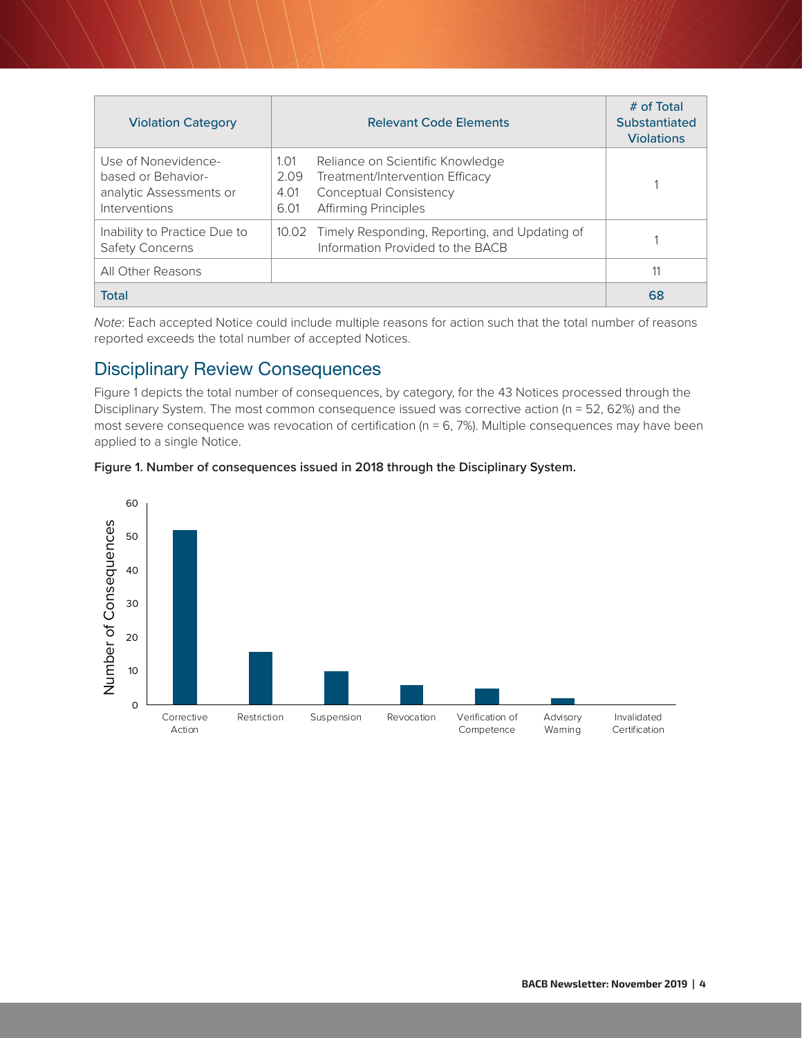| Violation Category | Relevant Code Elements | # of Total Substantiated Violations |
|---|---|---|
| Use of Nonevidence-based or Behavior-analytic Assessments or Interventions | 1.01 Reliance on Scientific Knowledge<br>2.09 Treatment/Intervention Efficacy<br>4.01 Conceptual Consistency<br>6.01 Affirming Principles | 1 |
| Inability to Practice Due to Safety Concerns | 10.02 Timely Responding, Reporting, and Updating of Information Provided to the BACB | 1 |
| All Other Reasons | | 11 |
| **Total** | | **68** |

*Note*: Each accepted Notice could include multiple reasons for action such that the total number of reasons reported exceeds the total number of accepted Notices.

## Disciplinary Review Consequences

Figure 1 depicts the total number of consequences, by category, for the 43 Notices processed through the Disciplinary System. The most common consequence issued was corrective action (n = 52, 62%) and the most severe consequence was revocation of certification (n = 6, 7%). Multiple consequences may have been applied to a single Notice.

**Figure 1. Number of consequences issued in 2018 through the Disciplinary System.**

Number of Consequences

0
10
20
30
40
50
60

Corrective Action
Restriction
Suspension
Revocation
Verification of Competence
Advisory Warning
Invalidated Certification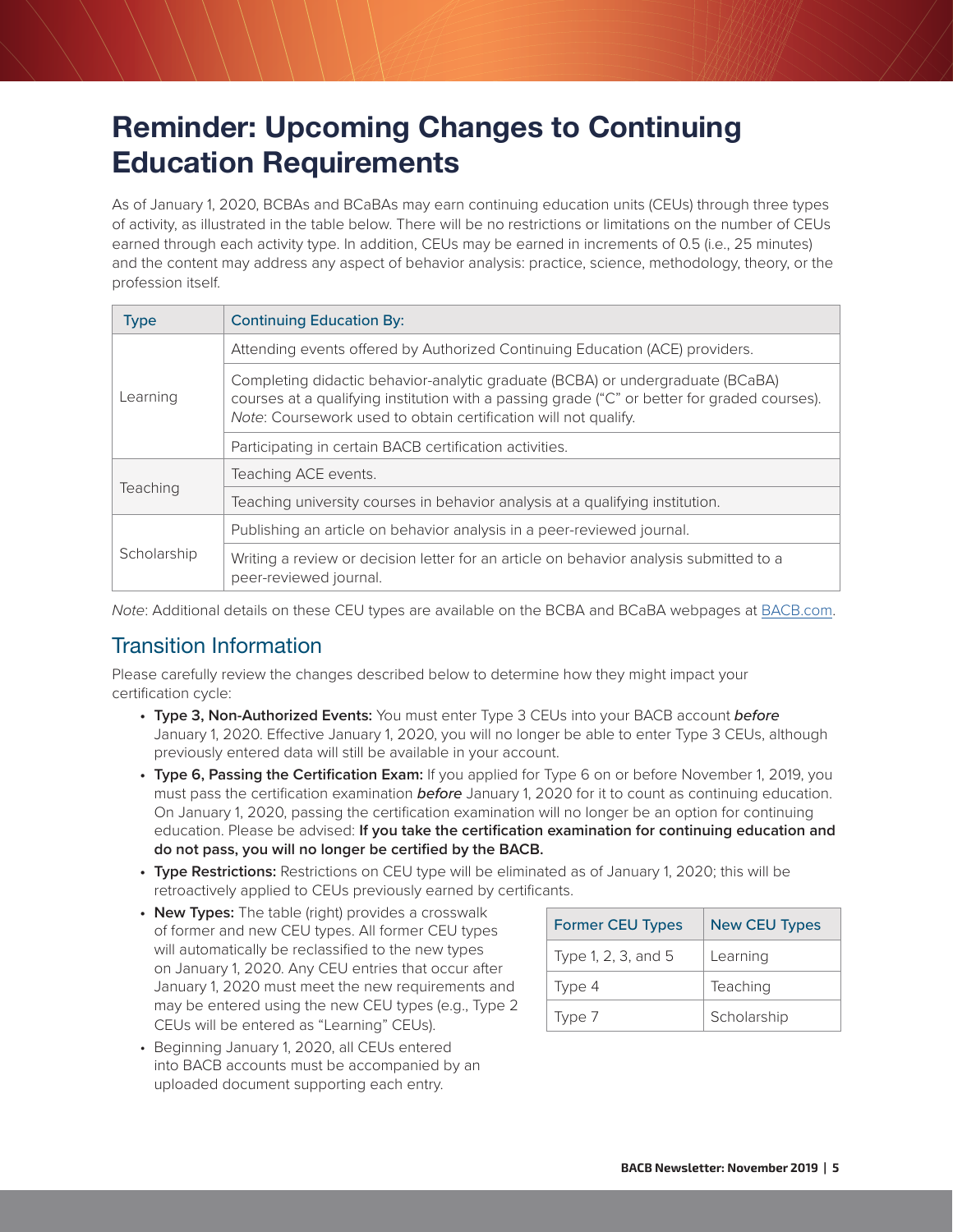# Reminder: Upcoming Changes to Continuing Education Requirements

As of January 1, 2020, BCBAs and BCaBAs may earn continuing education units (CEUs) through three types of activity, as illustrated in the table below. There will be no restrictions or limitations on the number of CEUs earned through each activity type. In addition, CEUs may be earned in increments of 0.5 (i.e., 25 minutes) and the content may address any aspect of behavior analysis: practice, science, methodology, theory, or the profession itself.

| Type | Continuing Education By: |
| --- | --- |
| Learning | Attending events offered by Authorized Continuing Education (ACE) providers. |
| | Completing didactic behavior-analytic graduate (BCBA) or undergraduate (BCaBA) courses at a qualifying institution with a passing grade ("C" or better for graded courses). *Note*: Coursework used to obtain certification will not qualify. |
| | Participating in certain BACB certification activities. |
| Teaching | Teaching ACE events. |
| | Teaching university courses in behavior analysis at a qualifying institution. |
| Scholarship | Publishing an article on behavior analysis in a peer-reviewed journal. |
| | Writing a review or decision letter for an article on behavior analysis submitted to a peer-reviewed journal. |

*Note*: Additional details on these CEU types are available on the BCBA and BCaBA webpages at BACB.com.

## Transition Information

Please carefully review the changes described below to determine how they might impact your certification cycle:

- **Type 3, Non-Authorized Events:** You must enter Type 3 CEUs into your BACB account ***before*** January 1, 2020. Effective January 1, 2020, you will no longer be able to enter Type 3 CEUs, although previously entered data will still be available in your account.
- **Type 6, Passing the Certification Exam:** If you applied for Type 6 on or before November 1, 2019, you must pass the certification examination ***before*** January 1, 2020 for it to count as continuing education. On January 1, 2020, passing the certification examination will no longer be an option for continuing education. Please be advised: **If you take the certification examination for continuing education and do not pass, you will no longer be certified by the BACB.**
- **Type Restrictions:** Restrictions on CEU type will be eliminated as of January 1, 2020; this will be retroactively applied to CEUs previously earned by certificants.
- **New Types:** The table (right) provides a crosswalk of former and new CEU types. All former CEU types will automatically be reclassified to the new types on January 1, 2020. Any CEU entries that occur after January 1, 2020 must meet the new requirements and may be entered using the new CEU types (e.g., Type 2 CEUs will be entered as "Learning" CEUs).
- Beginning January 1, 2020, all CEUs entered into BACB accounts must be accompanied by an uploaded document supporting each entry.

| Former CEU Types | New CEU Types |
| --- | --- |
| Type 1, 2, 3, and 5 | Learning |
| Type 4 | Teaching |
| Type 7 | Scholarship |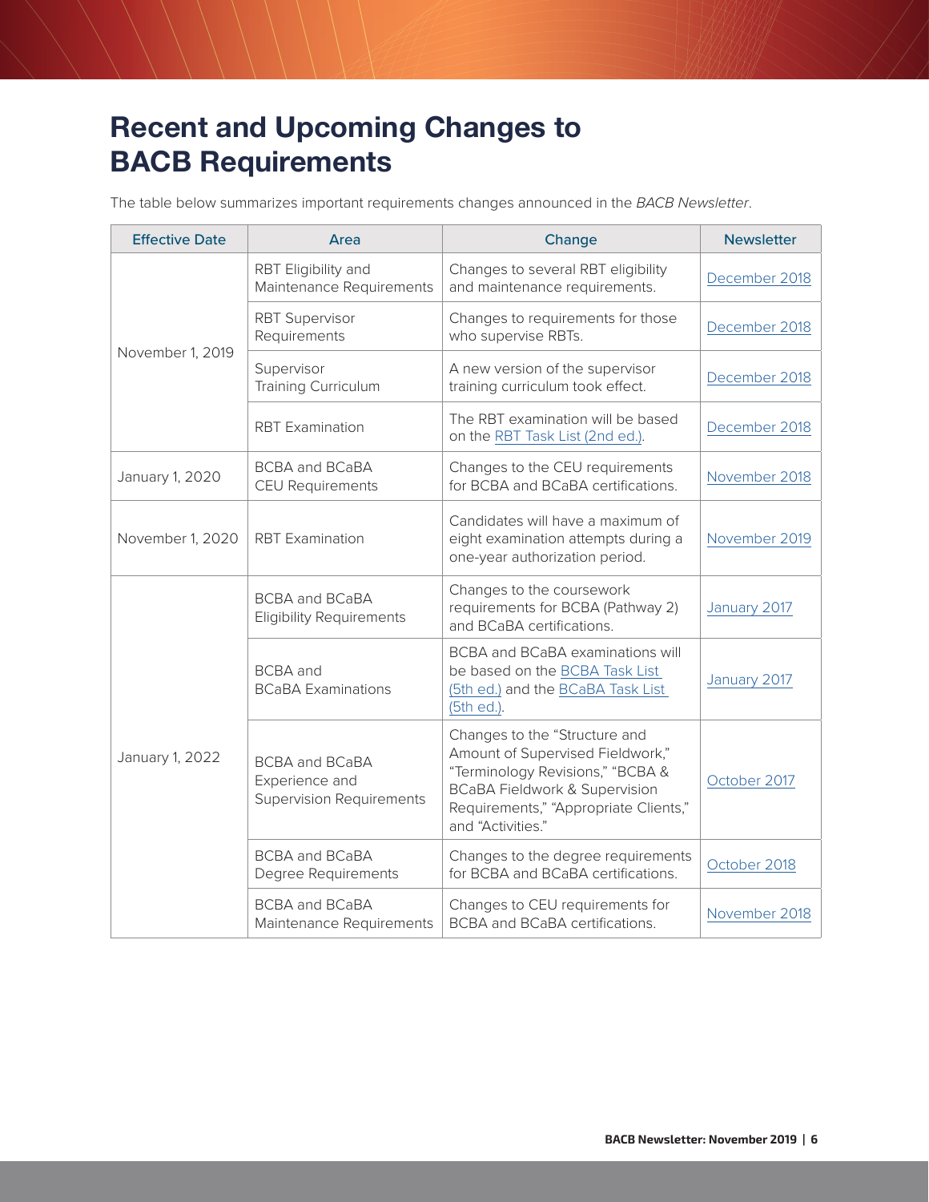# Recent and Upcoming Changes to BACB Requirements

The table below summarizes important requirements changes announced in the *BACB Newsletter*.

| Effective Date | Area | Change | Newsletter |
| --- | --- | --- | --- |
| November 1, 2019 | RBT Eligibility and Maintenance Requirements | Changes to several RBT eligibility and maintenance requirements. | December 2018 |
| | RBT Supervisor Requirements | Changes to requirements for those who supervise RBTs. | December 2018 |
| | Supervisor Training Curriculum | A new version of the supervisor training curriculum took effect. | December 2018 |
| | RBT Examination | The RBT examination will be based on the RBT Task List (2nd ed.). | December 2018 |
| January 1, 2020 | BCBA and BCaBA CEU Requirements | Changes to the CEU requirements for BCBA and BCaBA certifications. | November 2018 |
| November 1, 2020 | RBT Examination | Candidates will have a maximum of eight examination attempts during a one-year authorization period. | November 2019 |
| January 1, 2022 | BCBA and BCaBA Eligibility Requirements | Changes to the coursework requirements for BCBA (Pathway 2) and BCaBA certifications. | January 2017 |
| | BCBA and BCaBA Examinations | BCBA and BCaBA examinations will be based on the BCBA Task List (5th ed.) and the BCaBA Task List (5th ed.). | January 2017 |
| | BCBA and BCaBA Experience and Supervision Requirements | Changes to the "Structure and Amount of Supervised Fieldwork," "Terminology Revisions," "BCBA & BCaBA Fieldwork & Supervision Requirements," "Appropriate Clients," and "Activities." | October 2017 |
| | BCBA and BCaBA Degree Requirements | Changes to the degree requirements for BCBA and BCaBA certifications. | October 2018 |
| | BCBA and BCaBA Maintenance Requirements | Changes to CEU requirements for BCBA and BCaBA certifications. | November 2018 |